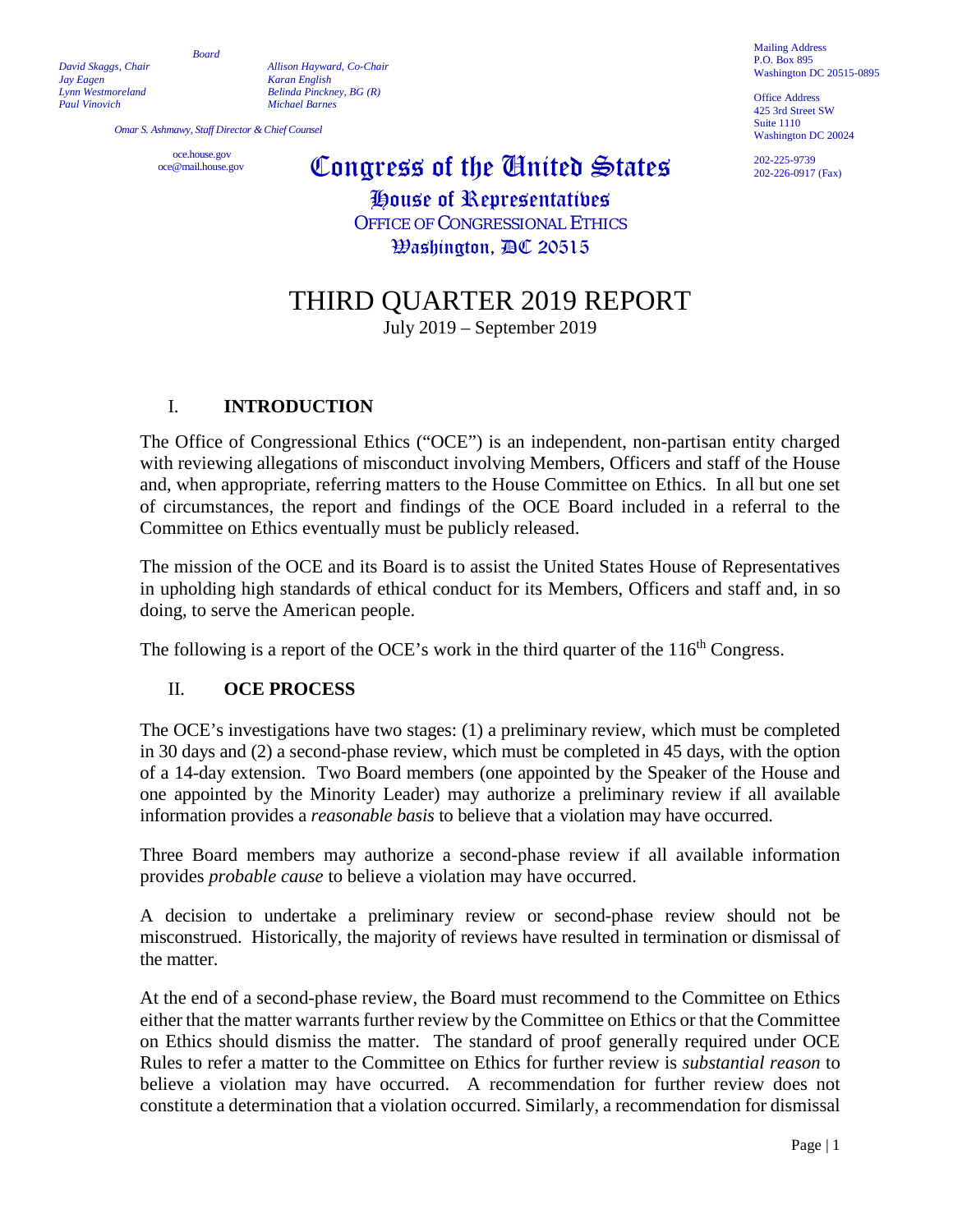Board

*David Skaggs, Chair*
*Jay Eagen*
*Lynn Westmoreland*
*Paul Vinovich*

*Allison Hayward, Co-Chair*
*Karan English*
*Belinda Pinckney, BG (R)*
*Michael Barnes*

*Omar S. Ashmawy, Staff Director & Chief Counsel*

oce.house.gov
oce@mail.house.gov

Mailing Address
P.O. Box 895
Washington DC 20515-0895

Office Address
425 3rd Street SW
Suite 1110
Washington DC 20024

202-225-9739
202-226-0917 (Fax)

**Congress of the United States**
**House of Representatives**
**OFFICE OF CONGRESSIONAL ETHICS**
**Washington, DC 20515**

# THIRD QUARTER 2019 REPORT

July 2019 – September 2019

## I. INTRODUCTION

The Office of Congressional Ethics ("OCE") is an independent, non-partisan entity charged with reviewing allegations of misconduct involving Members, Officers and staff of the House and, when appropriate, referring matters to the House Committee on Ethics. In all but one set of circumstances, the report and findings of the OCE Board included in a referral to the Committee on Ethics eventually must be publicly released.

The mission of the OCE and its Board is to assist the United States House of Representatives in upholding high standards of ethical conduct for its Members, Officers and staff and, in so doing, to serve the American people.

The following is a report of the OCE's work in the third quarter of the 116th Congress.

## II. OCE PROCESS

The OCE's investigations have two stages: (1) a preliminary review, which must be completed in 30 days and (2) a second-phase review, which must be completed in 45 days, with the option of a 14-day extension. Two Board members (one appointed by the Speaker of the House and one appointed by the Minority Leader) may authorize a preliminary review if all available information provides a *reasonable basis* to believe that a violation may have occurred.

Three Board members may authorize a second-phase review if all available information provides *probable cause* to believe a violation may have occurred.

A decision to undertake a preliminary review or second-phase review should not be misconstrued. Historically, the majority of reviews have resulted in termination or dismissal of the matter.

At the end of a second-phase review, the Board must recommend to the Committee on Ethics either that the matter warrants further review by the Committee on Ethics or that the Committee on Ethics should dismiss the matter. The standard of proof generally required under OCE Rules to refer a matter to the Committee on Ethics for further review is *substantial reason* to believe a violation may have occurred. A recommendation for further review does not constitute a determination that a violation occurred. Similarly, a recommendation for dismissal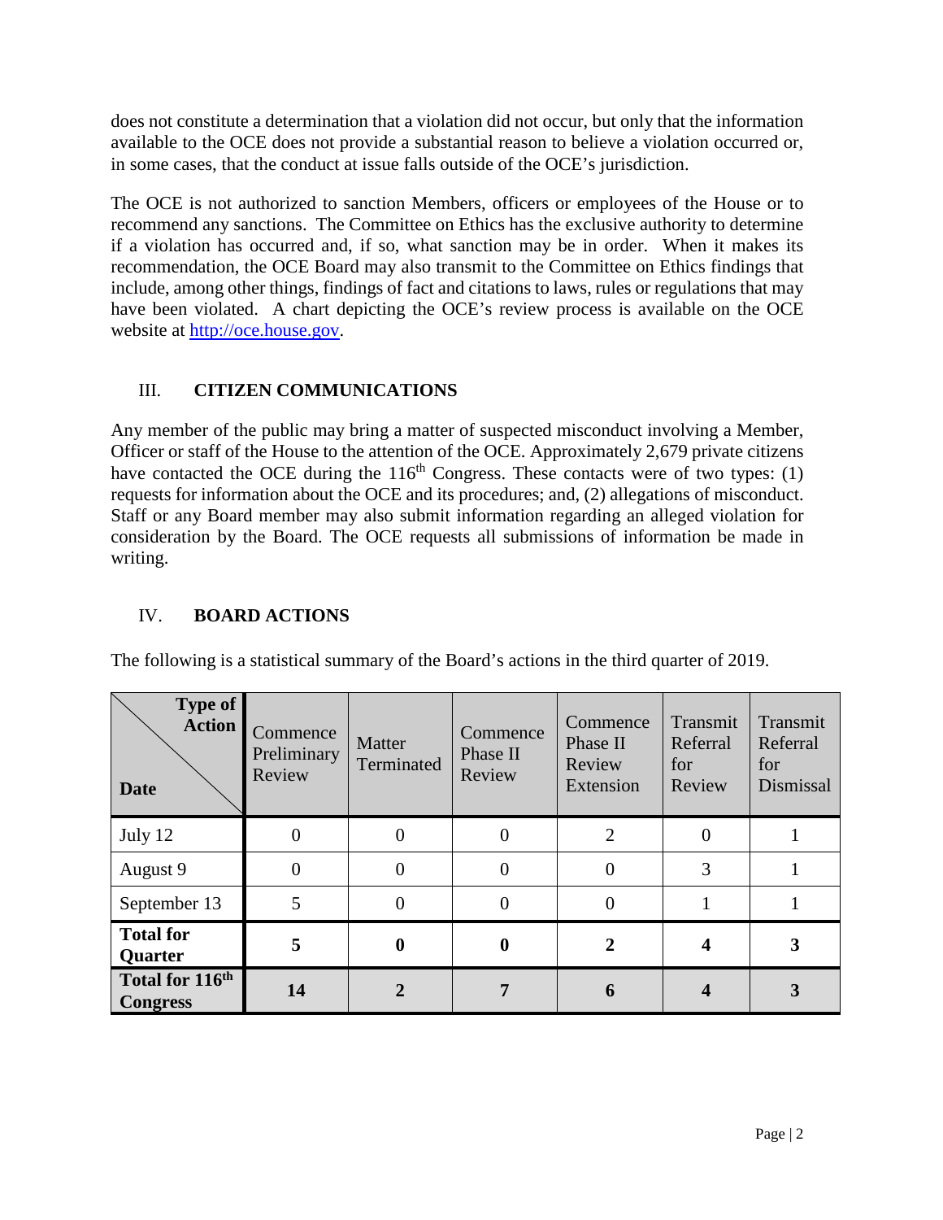does not constitute a determination that a violation did not occur, but only that the information available to the OCE does not provide a substantial reason to believe a violation occurred or, in some cases, that the conduct at issue falls outside of the OCE's jurisdiction.

The OCE is not authorized to sanction Members, officers or employees of the House or to recommend any sanctions. The Committee on Ethics has the exclusive authority to determine if a violation has occurred and, if so, what sanction may be in order. When it makes its recommendation, the OCE Board may also transmit to the Committee on Ethics findings that include, among other things, findings of fact and citations to laws, rules or regulations that may have been violated. A chart depicting the OCE's review process is available on the OCE website at http://oce.house.gov.

## III. CITIZEN COMMUNICATIONS

Any member of the public may bring a matter of suspected misconduct involving a Member, Officer or staff of the House to the attention of the OCE. Approximately 2,679 private citizens have contacted the OCE during the 116th Congress. These contacts were of two types: (1) requests for information about the OCE and its procedures; and, (2) allegations of misconduct. Staff or any Board member may also submit information regarding an alleged violation for consideration by the Board. The OCE requests all submissions of information be made in writing.

## IV. BOARD ACTIONS

The following is a statistical summary of the Board's actions in the third quarter of 2019.

| Date / Type of Action | Commence Preliminary Review | Matter Terminated | Commence Phase II Review | Commence Phase II Review Extension | Transmit Referral for Review | Transmit Referral for Dismissal |
|---|---|---|---|---|---|---|
| July 12 | 0 | 0 | 0 | 2 | 0 | 1 |
| August 9 | 0 | 0 | 0 | 0 | 3 | 1 |
| September 13 | 5 | 0 | 0 | 0 | 1 | 1 |
| **Total for Quarter** | **5** | **0** | **0** | **2** | **4** | **3** |
| **Total for 116th Congress** | **14** | **2** | **7** | **6** | **4** | **3** |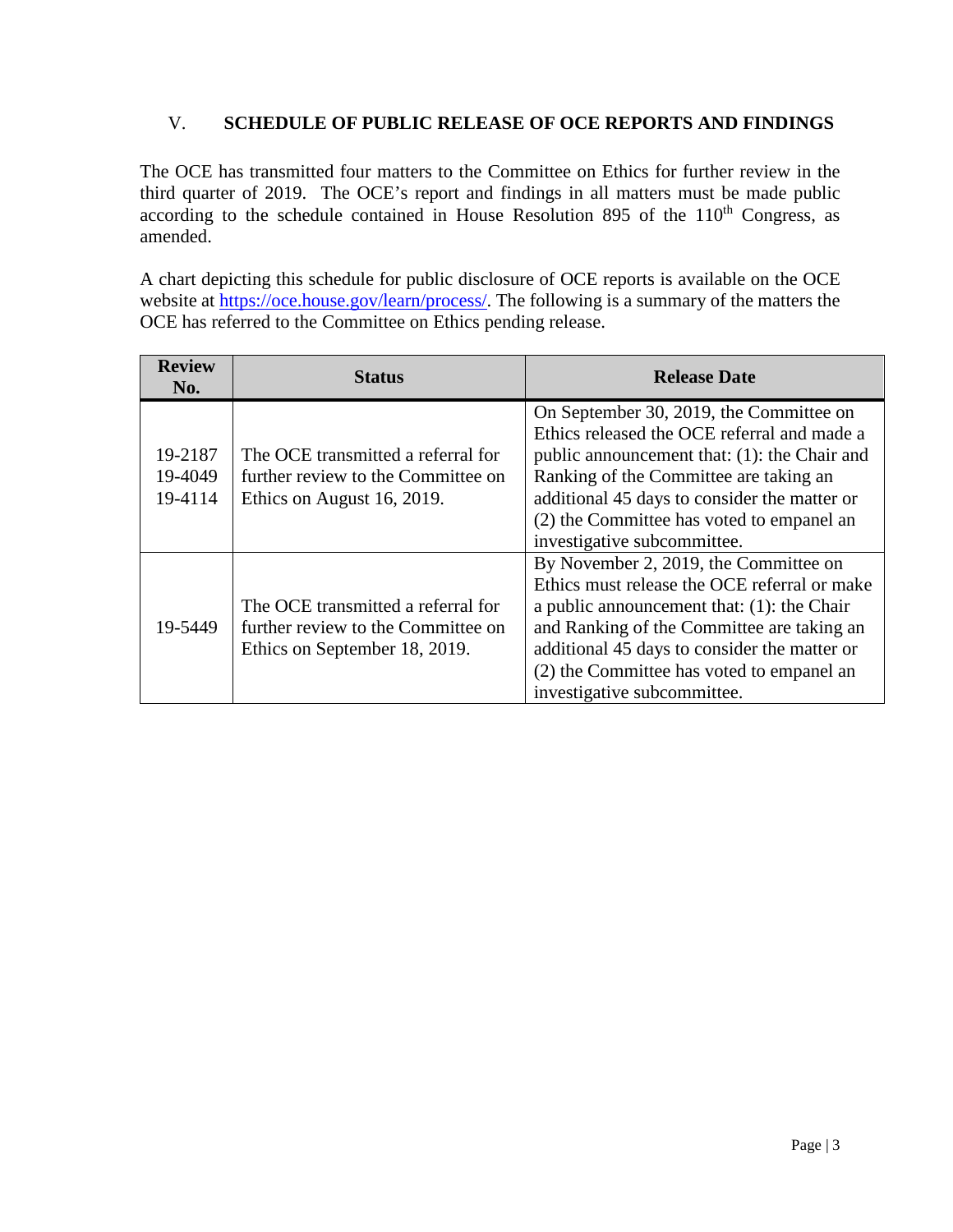## V. SCHEDULE OF PUBLIC RELEASE OF OCE REPORTS AND FINDINGS

The OCE has transmitted four matters to the Committee on Ethics for further review in the third quarter of 2019. The OCE's report and findings in all matters must be made public according to the schedule contained in House Resolution 895 of the 110th Congress, as amended.

A chart depicting this schedule for public disclosure of OCE reports is available on the OCE website at https://oce.house.gov/learn/process/. The following is a summary of the matters the OCE has referred to the Committee on Ethics pending release.

| Review No. | Status | Release Date |
| --- | --- | --- |
| 19-2187<br>19-4049<br>19-4114 | The OCE transmitted a referral for further review to the Committee on Ethics on August 16, 2019. | On September 30, 2019, the Committee on Ethics released the OCE referral and made a public announcement that: (1): the Chair and Ranking of the Committee are taking an additional 45 days to consider the matter or (2) the Committee has voted to empanel an investigative subcommittee. |
| 19-5449 | The OCE transmitted a referral for further review to the Committee on Ethics on September 18, 2019. | By November 2, 2019, the Committee on Ethics must release the OCE referral or make a public announcement that: (1): the Chair and Ranking of the Committee are taking an additional 45 days to consider the matter or (2) the Committee has voted to empanel an investigative subcommittee. |